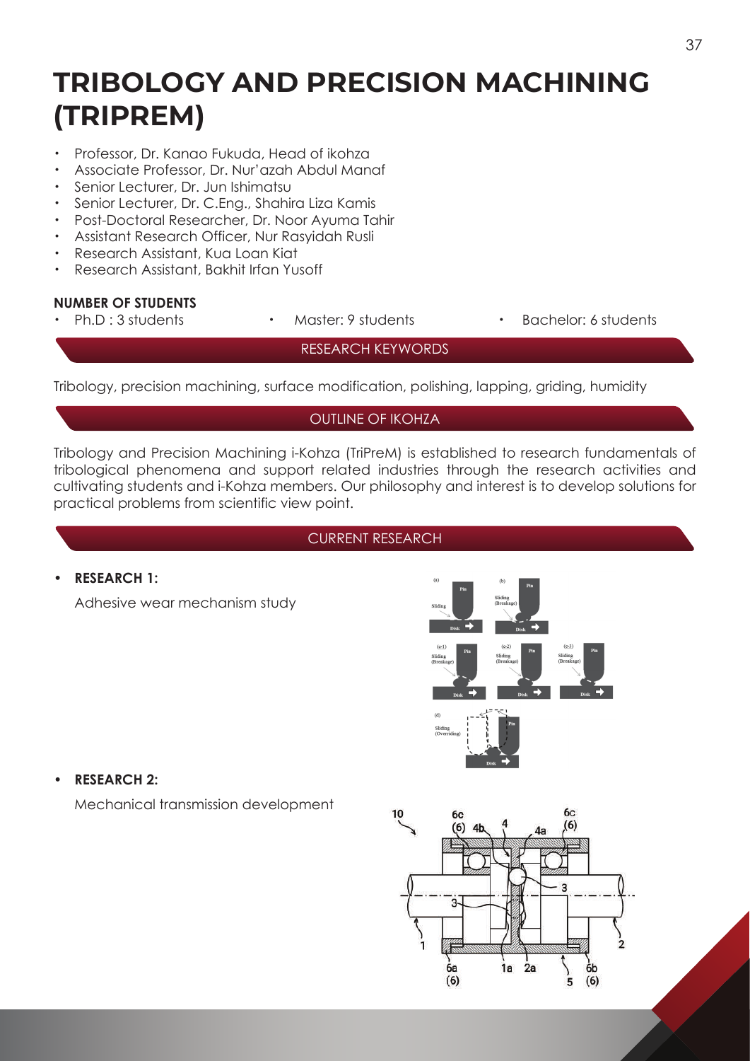# TRIBOLOGY AND PRECISION MACHINING (TRIPREM)

- Professor, Dr. Kanao Fukuda, Head of ikohza
- Associate Professor, Dr. Nur'azah Abdul Manaf
- Senior Lecturer, Dr. Jun Ishimatsu
- Senior Lecturer, Dr. C.Eng., Shahira Liza Kamis
- Post-Doctoral Researcher, Dr. Noor Ayuma Tahir
- Assistant Research Officer, Nur Rasyidah Rusli
- Research Assistant, Kua Loan Kiat
- Research Assistant, Bakhit Irfan Yusoff

**NUMBER OF STUDENTS**

- Ph.D : 3 students
- Master: 9 students
- Bachelor: 6 students

## RESEARCH KEYWORDS

Tribology, precision machining, surface modification, polishing, lapping, griding, humidity

## OUTLINE OF IKOHZA

Tribology and Precision Machining i-Kohza (TriPreM) is established to research fundamentals of tribological phenomena and support related industries through the research activities and cultivating students and i-Kohza members. Our philosophy and interest is to develop solutions for practical problems from scientific view point.

## CURRENT RESEARCH

- **RESEARCH 1:**

  Adhesive wear mechanism study

- **RESEARCH 2:**

  Mechanical transmission development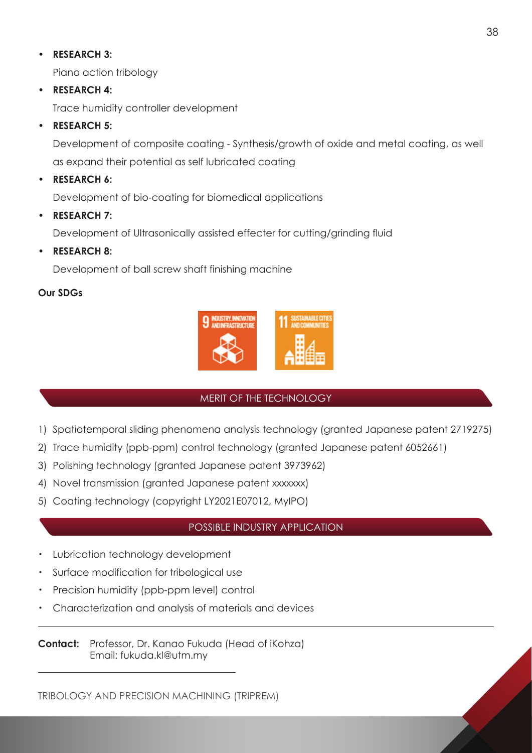- **RESEARCH 3:**

  Piano action tribology

- **RESEARCH 4:**

  Trace humidity controller development

- **RESEARCH 5:**

  Development of composite coating - Synthesis/growth of oxide and metal coating, as well as expand their potential as self lubricated coating

- **RESEARCH 6:**

  Development of bio-coating for biomedical applications

- **RESEARCH 7:**

  Development of Ultrasonically assisted effecter for cutting/grinding fluid

- **RESEARCH 8:**

  Development of ball screw shaft finishing machine

**Our SDGs**

9 INDUSTRY, INNOVATION AND INFRASTRUCTURE

11 SUSTAINABLE CITIES AND COMMUNITIES

## MERIT OF THE TECHNOLOGY

1) Spatiotemporal sliding phenomena analysis technology (granted Japanese patent 2719275)
2) Trace humidity (ppb-ppm) control technology (granted Japanese patent 6052661)
3) Polishing technology (granted Japanese patent 3973962)
4) Novel transmission (granted Japanese patent xxxxxxx)
5) Coating technology (copyright LY2021E07012, MyIPO)

## POSSIBLE INDUSTRY APPLICATION

- Lubrication technology development
- Surface modification for tribological use
- Precision humidity (ppb-ppm level) control
- Characterization and analysis of materials and devices

---

**Contact:** Professor, Dr. Kanao Fukuda (Head of iKohza)
Email: fukuda.kl@utm.my

---

TRIBOLOGY AND PRECISION MACHINING (TRIPREM)